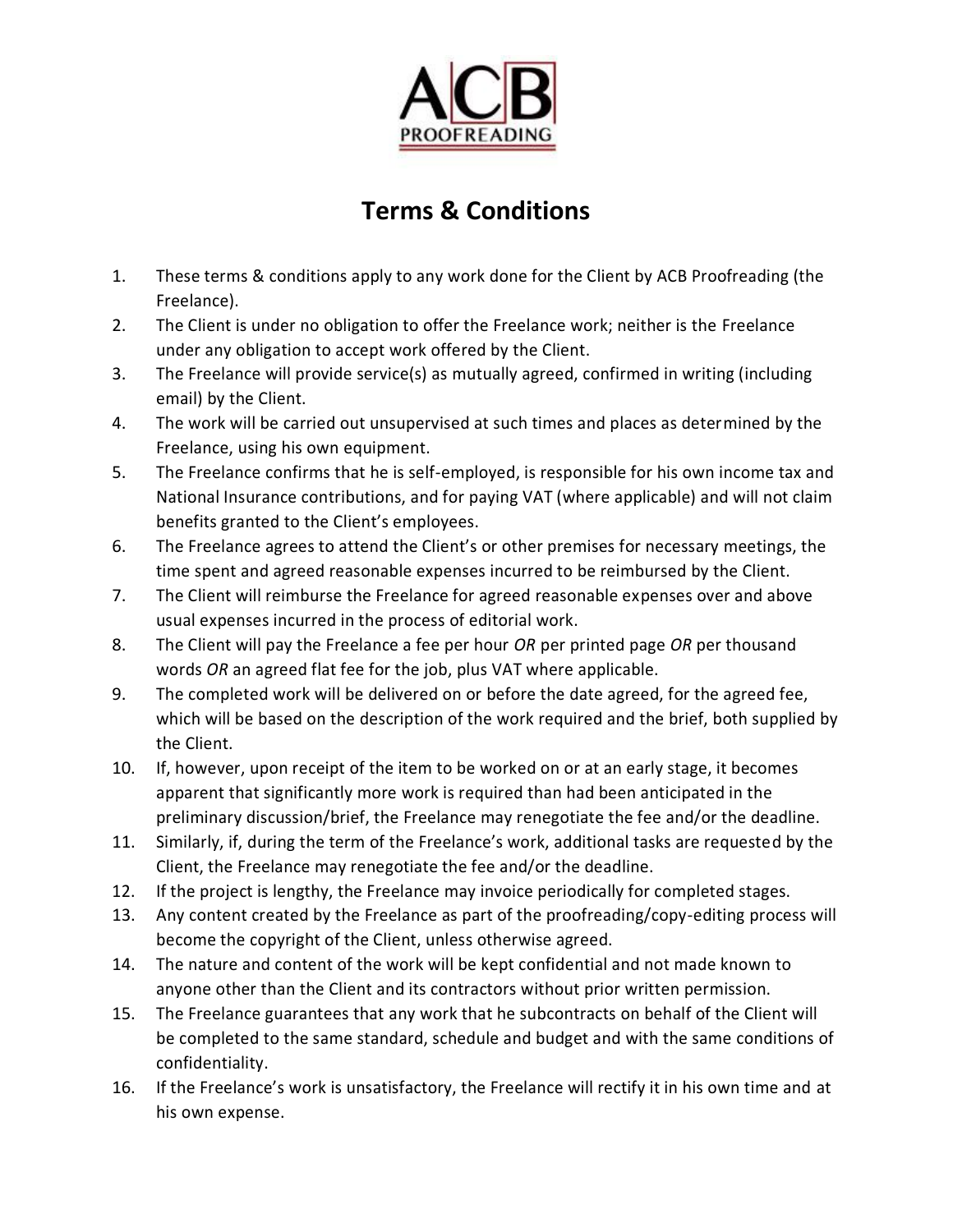ACB PROOFREADING

# Terms & Conditions

1. These terms & conditions apply to any work done for the Client by ACB Proofreading (the Freelance).
2. The Client is under no obligation to offer the Freelance work; neither is the Freelance under any obligation to accept work offered by the Client.
3. The Freelance will provide service(s) as mutually agreed, confirmed in writing (including email) by the Client.
4. The work will be carried out unsupervised at such times and places as determined by the Freelance, using his own equipment.
5. The Freelance confirms that he is self-employed, is responsible for his own income tax and National Insurance contributions, and for paying VAT (where applicable) and will not claim benefits granted to the Client's employees.
6. The Freelance agrees to attend the Client's or other premises for necessary meetings, the time spent and agreed reasonable expenses incurred to be reimbursed by the Client.
7. The Client will reimburse the Freelance for agreed reasonable expenses over and above usual expenses incurred in the process of editorial work.
8. The Client will pay the Freelance a fee per hour *OR* per printed page *OR* per thousand words *OR* an agreed flat fee for the job, plus VAT where applicable.
9. The completed work will be delivered on or before the date agreed, for the agreed fee, which will be based on the description of the work required and the brief, both supplied by the Client.
10. If, however, upon receipt of the item to be worked on or at an early stage, it becomes apparent that significantly more work is required than had been anticipated in the preliminary discussion/brief, the Freelance may renegotiate the fee and/or the deadline.
11. Similarly, if, during the term of the Freelance's work, additional tasks are requested by the Client, the Freelance may renegotiate the fee and/or the deadline.
12. If the project is lengthy, the Freelance may invoice periodically for completed stages.
13. Any content created by the Freelance as part of the proofreading/copy-editing process will become the copyright of the Client, unless otherwise agreed.
14. The nature and content of the work will be kept confidential and not made known to anyone other than the Client and its contractors without prior written permission.
15. The Freelance guarantees that any work that he subcontracts on behalf of the Client will be completed to the same standard, schedule and budget and with the same conditions of confidentiality.
16. If the Freelance's work is unsatisfactory, the Freelance will rectify it in his own time and at his own expense.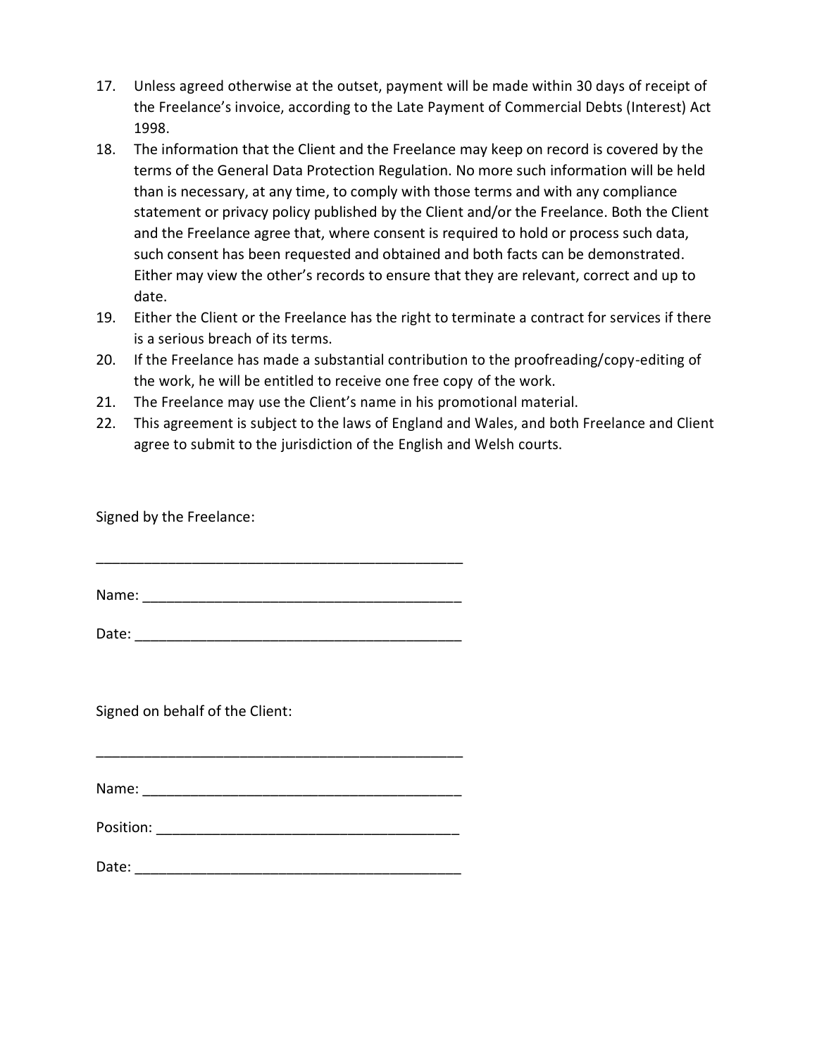17. Unless agreed otherwise at the outset, payment will be made within 30 days of receipt of the Freelance's invoice, according to the Late Payment of Commercial Debts (Interest) Act 1998.
18. The information that the Client and the Freelance may keep on record is covered by the terms of the General Data Protection Regulation. No more such information will be held than is necessary, at any time, to comply with those terms and with any compliance statement or privacy policy published by the Client and/or the Freelance. Both the Client and the Freelance agree that, where consent is required to hold or process such data, such consent has been requested and obtained and both facts can be demonstrated. Either may view the other's records to ensure that they are relevant, correct and up to date.
19. Either the Client or the Freelance has the right to terminate a contract for services if there is a serious breach of its terms.
20. If the Freelance has made a substantial contribution to the proofreading/copy-editing of the work, he will be entitled to receive one free copy of the work.
21. The Freelance may use the Client's name in his promotional material.
22. This agreement is subject to the laws of England and Wales, and both Freelance and Client agree to submit to the jurisdiction of the English and Welsh courts.

Signed by the Freelance:

_______________________________________________

Name: _________________________________________

Date: __________________________________________

Signed on behalf of the Client:

_______________________________________________

Name: _________________________________________

Position: ______________________________________

Date: __________________________________________